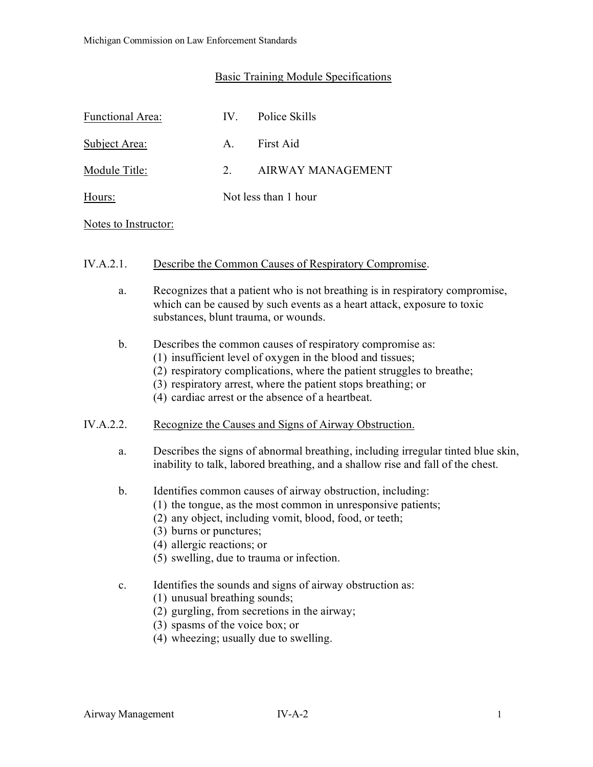Michigan Commission on Law Enforcement Standards

## Basic Training Module Specifications

Functional Area: IV. Police Skills

Subject Area: A. First Aid

Module Title: 2. AIRWAY MANAGEMENT

Hours: Not less than 1 hour

Notes to Instructor:

### IV.A.2.1. Describe the Common Causes of Respiratory Compromise.

a. Recognizes that a patient who is not breathing is in respiratory compromise, which can be caused by such events as a heart attack, exposure to toxic substances, blunt trauma, or wounds.

b. Describes the common causes of respiratory compromise as:
   (1) insufficient level of oxygen in the blood and tissues;
   (2) respiratory complications, where the patient struggles to breathe;
   (3) respiratory arrest, where the patient stops breathing; or
   (4) cardiac arrest or the absence of a heartbeat.

### IV.A.2.2. Recognize the Causes and Signs of Airway Obstruction.

a. Describes the signs of abnormal breathing, including irregular tinted blue skin, inability to talk, labored breathing, and a shallow rise and fall of the chest.

b. Identifies common causes of airway obstruction, including:
   (1) the tongue, as the most common in unresponsive patients;
   (2) any object, including vomit, blood, food, or teeth;
   (3) burns or punctures;
   (4) allergic reactions; or
   (5) swelling, due to trauma or infection.

c. Identifies the sounds and signs of airway obstruction as:
   (1) unusual breathing sounds;
   (2) gurgling, from secretions in the airway;
   (3) spasms of the voice box; or
   (4) wheezing; usually due to swelling.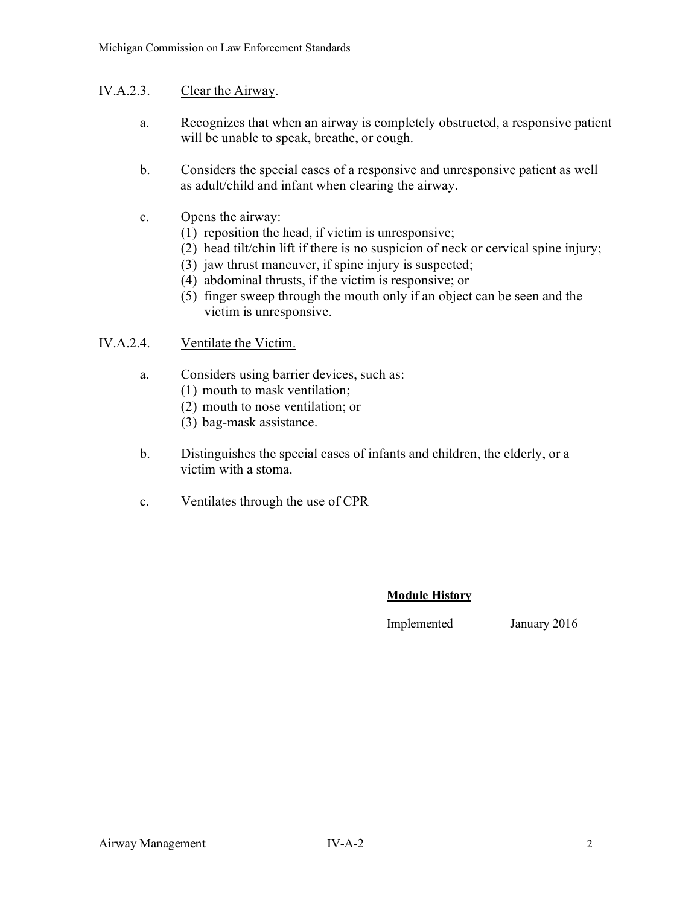IV.A.2.3. Clear the Airway.

a. Recognizes that when an airway is completely obstructed, a responsive patient will be unable to speak, breathe, or cough.

b. Considers the special cases of a responsive and unresponsive patient as well as adult/child and infant when clearing the airway.

c. Opens the airway:
   (1) reposition the head, if victim is unresponsive;
   (2) head tilt/chin lift if there is no suspicion of neck or cervical spine injury;
   (3) jaw thrust maneuver, if spine injury is suspected;
   (4) abdominal thrusts, if the victim is responsive; or
   (5) finger sweep through the mouth only if an object can be seen and the victim is unresponsive.

IV.A.2.4. Ventilate the Victim.

a. Considers using barrier devices, such as:
   (1) mouth to mask ventilation;
   (2) mouth to nose ventilation; or
   (3) bag-mask assistance.

b. Distinguishes the special cases of infants and children, the elderly, or a victim with a stoma.

c. Ventilates through the use of CPR

**Module History**

Implemented January 2016